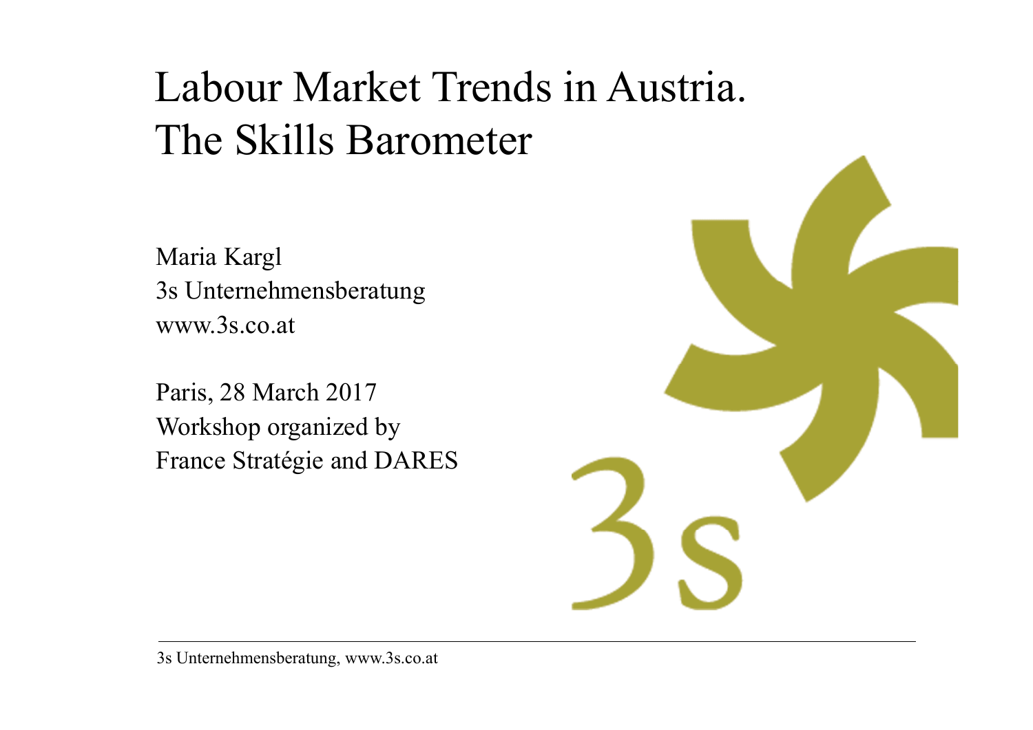# Labour Market Trends in Austria. The Skills Barometer

Maria Kargl
3s Unternehmensberatung
www.3s.co.at

Paris, 28 March 2017
Workshop organized by
France Stratégie and DARES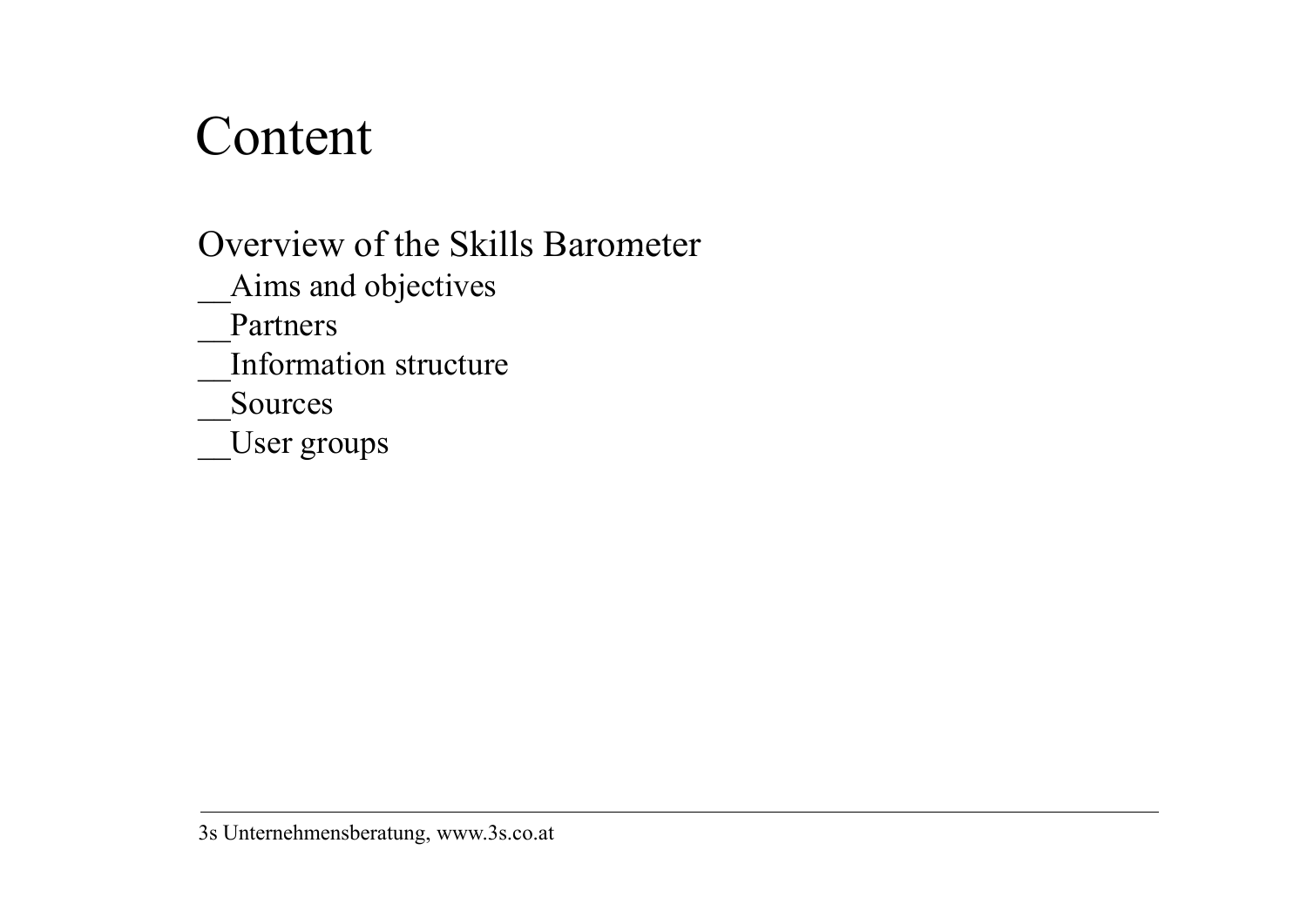# Content

Overview of the Skills Barometer

__Aims and objectives

__Partners

__Information structure

__Sources

__User groups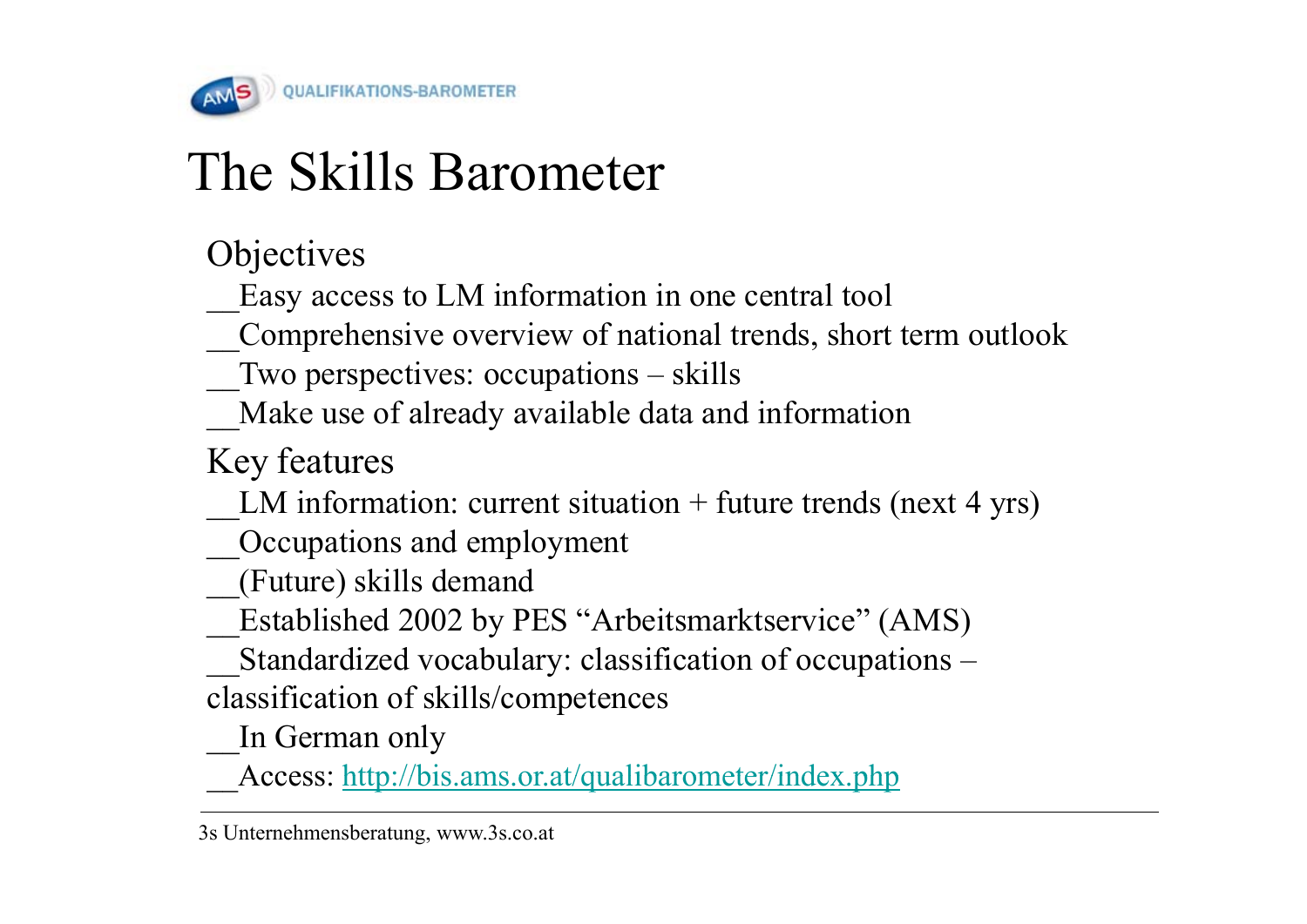# The Skills Barometer

## Objectives

- Easy access to LM information in one central tool
- Comprehensive overview of national trends, short term outlook
- Two perspectives: occupations – skills
- Make use of already available data and information

## Key features

- LM information: current situation + future trends (next 4 yrs)
- Occupations and employment
- (Future) skills demand
- Established 2002 by PES "Arbeitsmarktservice" (AMS)
- Standardized vocabulary: classification of occupations – classification of skills/competences
- In German only
- Access: http://bis.ams.or.at/qualibarometer/index.php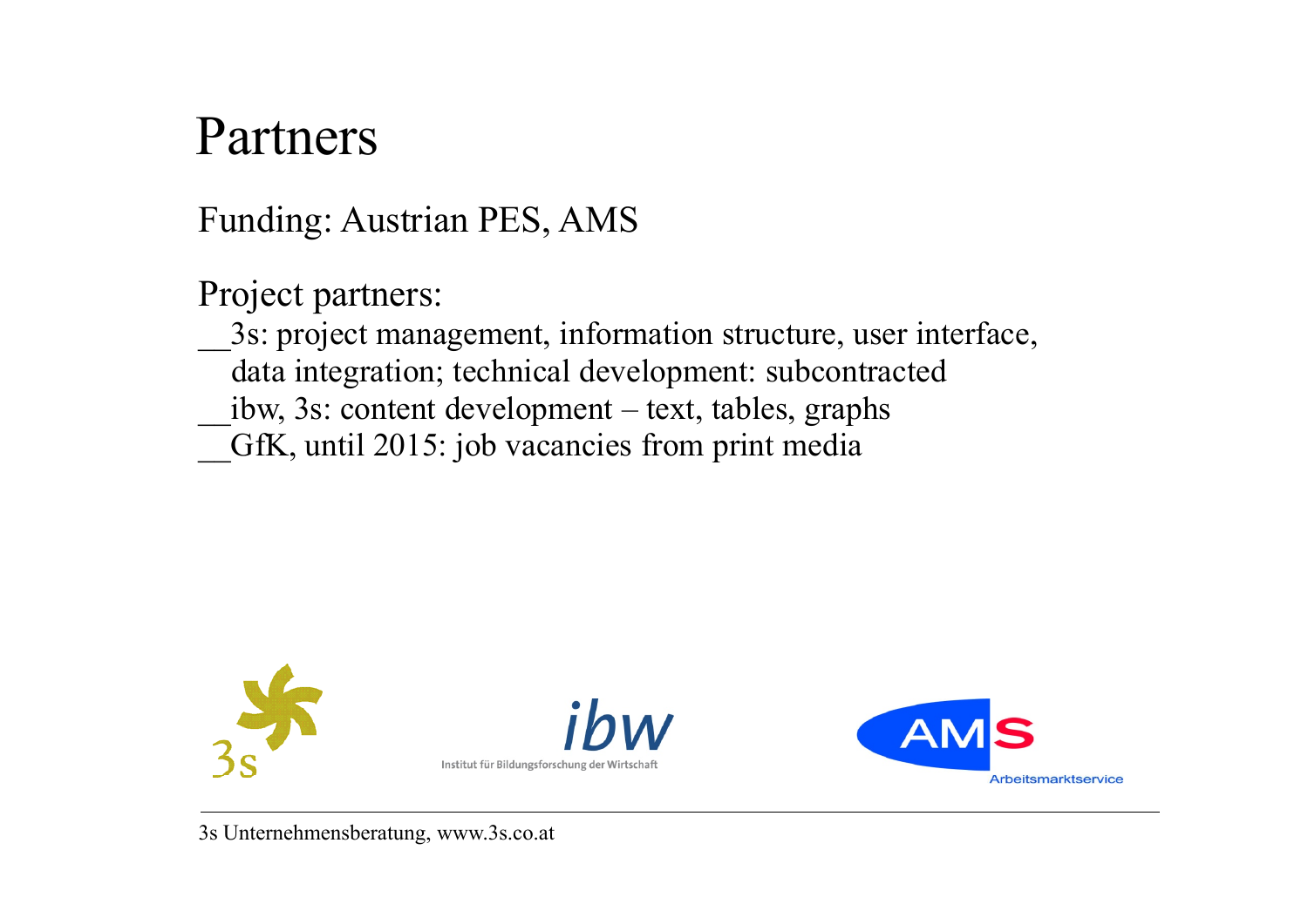# Partners

Funding: Austrian PES, AMS

Project partners:

- 3s: project management, information structure, user interface, data integration; technical development: subcontracted
- ibw, 3s: content development – text, tables, graphs
- GfK, until 2015: job vacancies from print media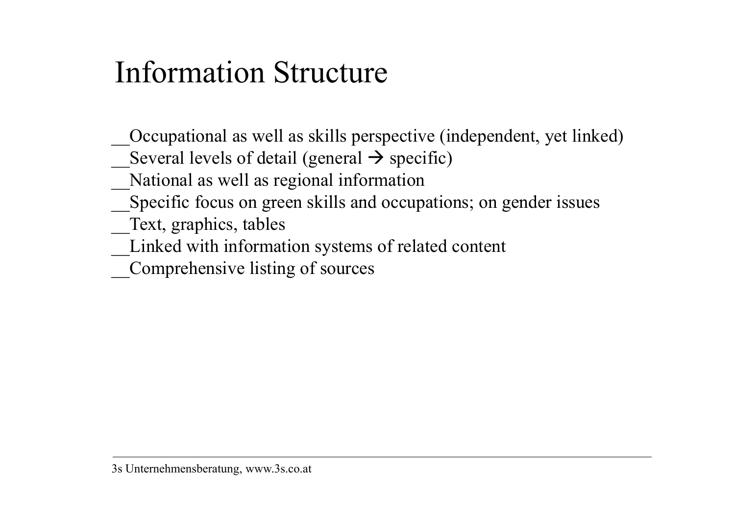# Information Structure

- Occupational as well as skills perspective (independent, yet linked)
- Several levels of detail (general → specific)
- National as well as regional information
- Specific focus on green skills and occupations; on gender issues
- Text, graphics, tables
- Linked with information systems of related content
- Comprehensive listing of sources

3s Unternehmensberatung, www.3s.co.at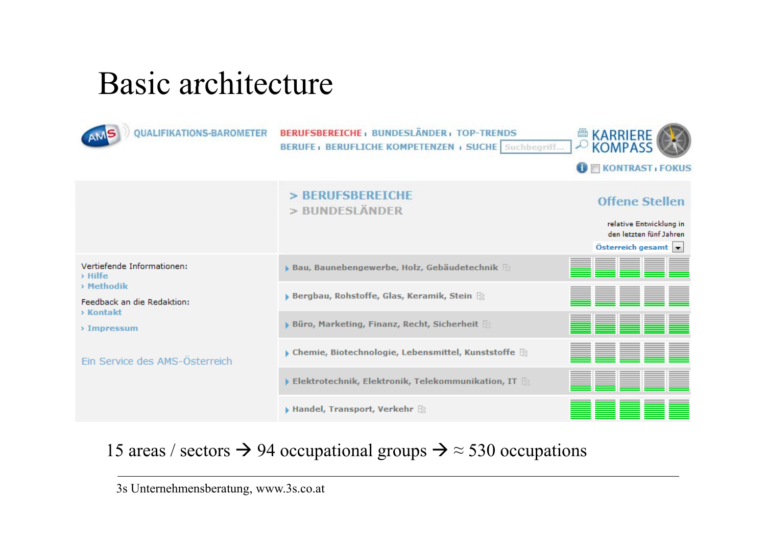# Basic architecture

QUALIFIKATIONS-BAROMETER

BERUFSBEREICHE | BUNDESLÄNDER | TOP-TRENDS
BERUFE | BERUFLICHE KOMPETENZEN | SUCHE

KARRIERE KOMPASS

KONTRAST | FOKUS

> BERUFSBEREICHE
> BUNDESLÄNDER

Offene Stellen

relative Entwicklung in den letzten fünf Jahren

Österreich gesamt

- Bau, Baunebengewerbe, Holz, Gebäudetechnik
- Bergbau, Rohstoffe, Glas, Keramik, Stein
- Büro, Marketing, Finanz, Recht, Sicherheit
- Chemie, Biotechnologie, Lebensmittel, Kunststoffe
- Elektrotechnik, Elektronik, Telekommunikation, IT
- Handel, Transport, Verkehr

Vertiefende Informationen:
› Hilfe
› Methodik

Feedback an die Redaktion:
› Kontakt

› Impressum

Ein Service des AMS-Österreich

15 areas / sectors → 94 occupational groups → ≈ 530 occupations

3s Unternehmensberatung, www.3s.co.at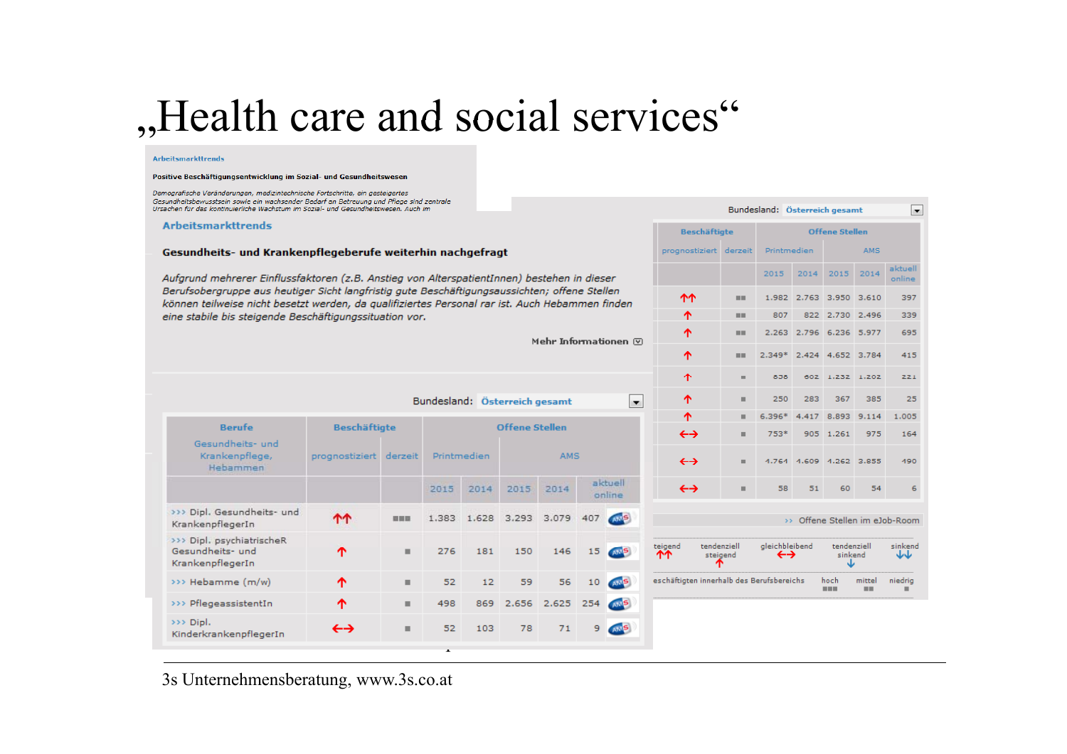# „Health care and social services"

Arbeitsmarkttrends

**Positive Beschäftigungsentwicklung im Sozial- und Gesundheitswesen**

*Demografische Veränderungen, medizintechnische Fortschritte, ein gesteigertes Gesundheitsbewusstsein sowie ein wachsender Bedarf an Betreuung und Pflege sind zentrale Ursachen für das kontinuierliche Wachstum im Sozial- und Gesundheitswesen. Auch im*

## Arbeitsmarkttrends

**Gesundheits- und Krankenpflegeberufe weiterhin nachgefragt**

*Aufgrund mehrerer Einflussfaktoren (z.B. Anstieg von AlterspatientInnen) bestehen in dieser Berufsobergruppe aus heutiger Sicht langfristig gute Beschäftigungsaussichten; offene Stellen können teilweise nicht besetzt werden, da qualifizierte Personal rar ist. Auch Hebammen finden eine stabile bis steigende Beschäftigungssituation vor.*

Mehr Informationen

Bundesland: Österreich gesamt

| Berufe Gesundheits- und Krankenpflege, Hebammen | Beschäftigte | | Offene Stellen | | | | |
|---|---|---|---|---|---|---|---|
| | prognostiziert | derzeit | Printmedien | | AMS | | |
| | | | 2015 | 2014 | 2015 | 2014 | aktuell online |
| >>> Dipl. Gesundheits- und KrankenpflegerIn | ↑↑ | ■■■ | 1.383 | 1.628 | 3.293 | 3.079 | 407 |
| >>> Dipl. psychiatrischeR Gesundheits- und KrankenpflegerIn | ↑ | ■ | 276 | 181 | 150 | 146 | 15 |
| >>> Hebamme (m/w) | ↑ | ■ | 52 | 12 | 59 | 56 | 10 |
| >>> PflegeassistentIn | ↑ | ■ | 498 | 869 | 2.656 | 2.625 | 254 |
| >>> Dipl. KinderkrankenpflegerIn | ↔ | ■ | 52 | 103 | 78 | 71 | 9 |

Bundesland: Österreich gesamt

| Beschäftigte | | Offene Stellen | | | | |
|---|---|---|---|---|---|---|
| prognostiziert | derzeit | Printmedien | | AMS | | |
| | | 2015 | 2014 | 2015 | 2014 | aktuell online |
| ↑↑ | ■■ | 1.982 | 2.763 | 3.950 | 3.610 | 397 |
| ↑ | ■■ | 807 | 822 | 2.730 | 2.496 | 339 |
| ↑ | ■■ | 2.263 | 2.796 | 6.236 | 5.977 | 695 |
| ↑ | ■■ | 2.349* | 2.424 | 4.652 | 3.784 | 415 |
| ↑ | ■ | 636 | 602 | 1.232 | 1.202 | 221 |
| ↑ | ■ | 250 | 283 | 367 | 385 | 25 |
| ↑ | ■ | 6.396* | 4.417 | 8.893 | 9.114 | 1.005 |
| ↔ | ■ | 753* | 905 | 1.261 | 975 | 164 |
| ↔ | ■ | 4.764 | 4.609 | 4.262 | 3.855 | 490 |
| ↔ | ■ | 58 | 51 | 60 | 54 | 6 |

>> Offene Stellen im eJob-Room

teigend ↑↑ | tendenziell steigend ↑ | gleichbleibend ↔ | tendenziell sinkend ↓ | sinkend ↓↓

eschäftigten innerhalb des Berufsbereichs: hoch ■■■ | mittel ■■ | niedrig ■

3s Unternehmensberatung, www.3s.co.at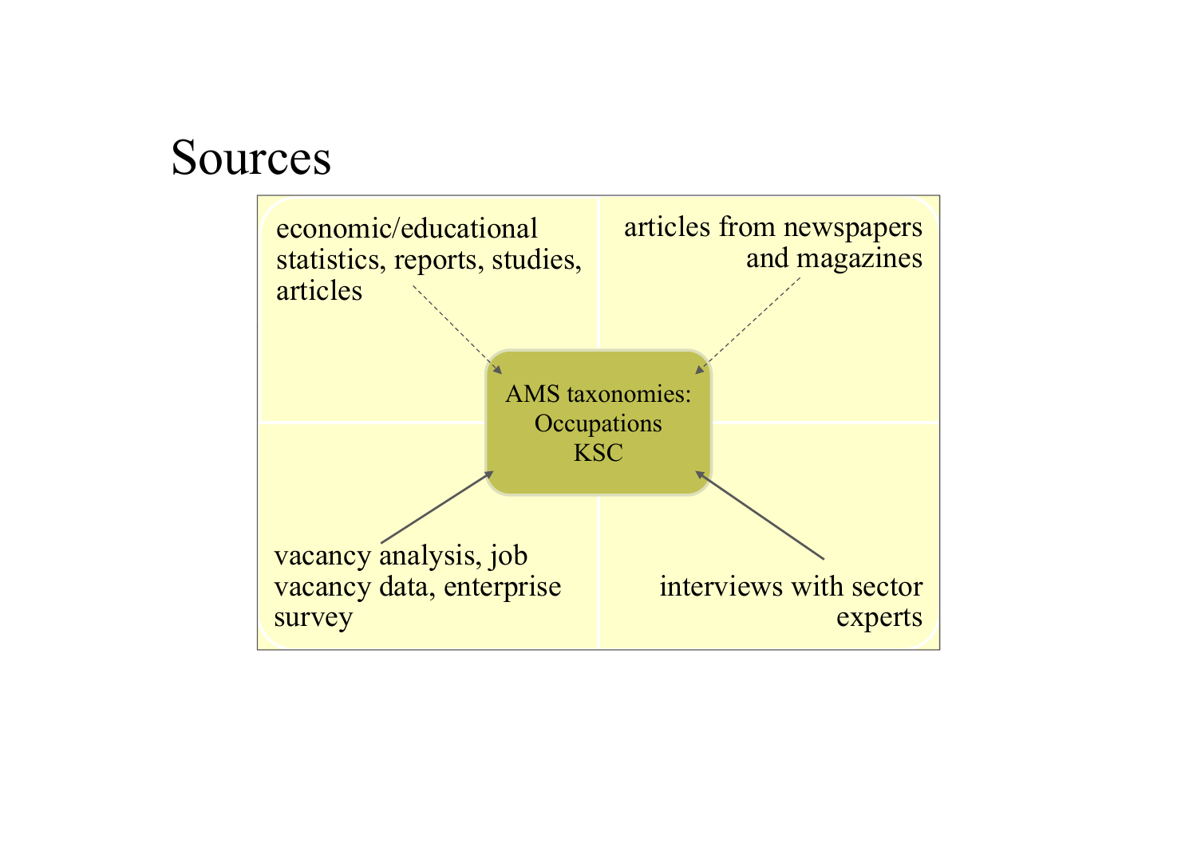# Sources

economic/educational statistics, reports, studies, articles

articles from newspapers and magazines

AMS taxonomies:
Occupations
KSC

vacancy analysis, job vacancy data, enterprise survey

interviews with sector experts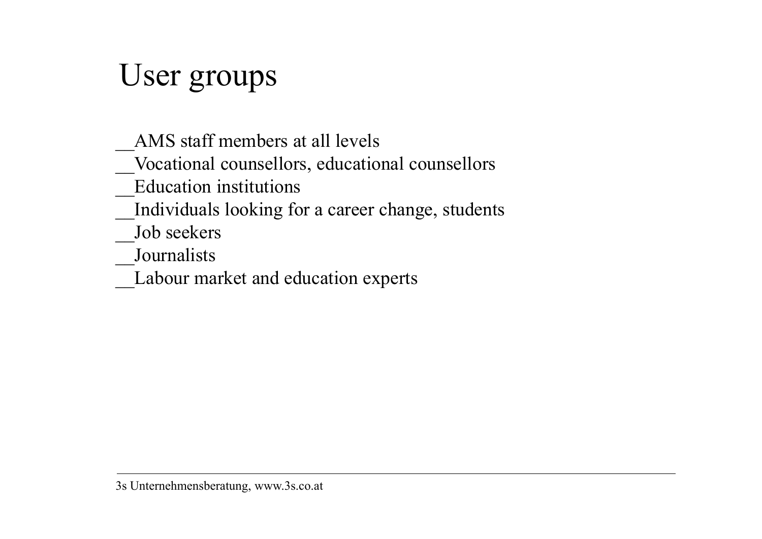# User groups

- AMS staff members at all levels
- Vocational counsellors, educational counsellors
- Education institutions
- Individuals looking for a career change, students
- Job seekers
- Journalists
- Labour market and education experts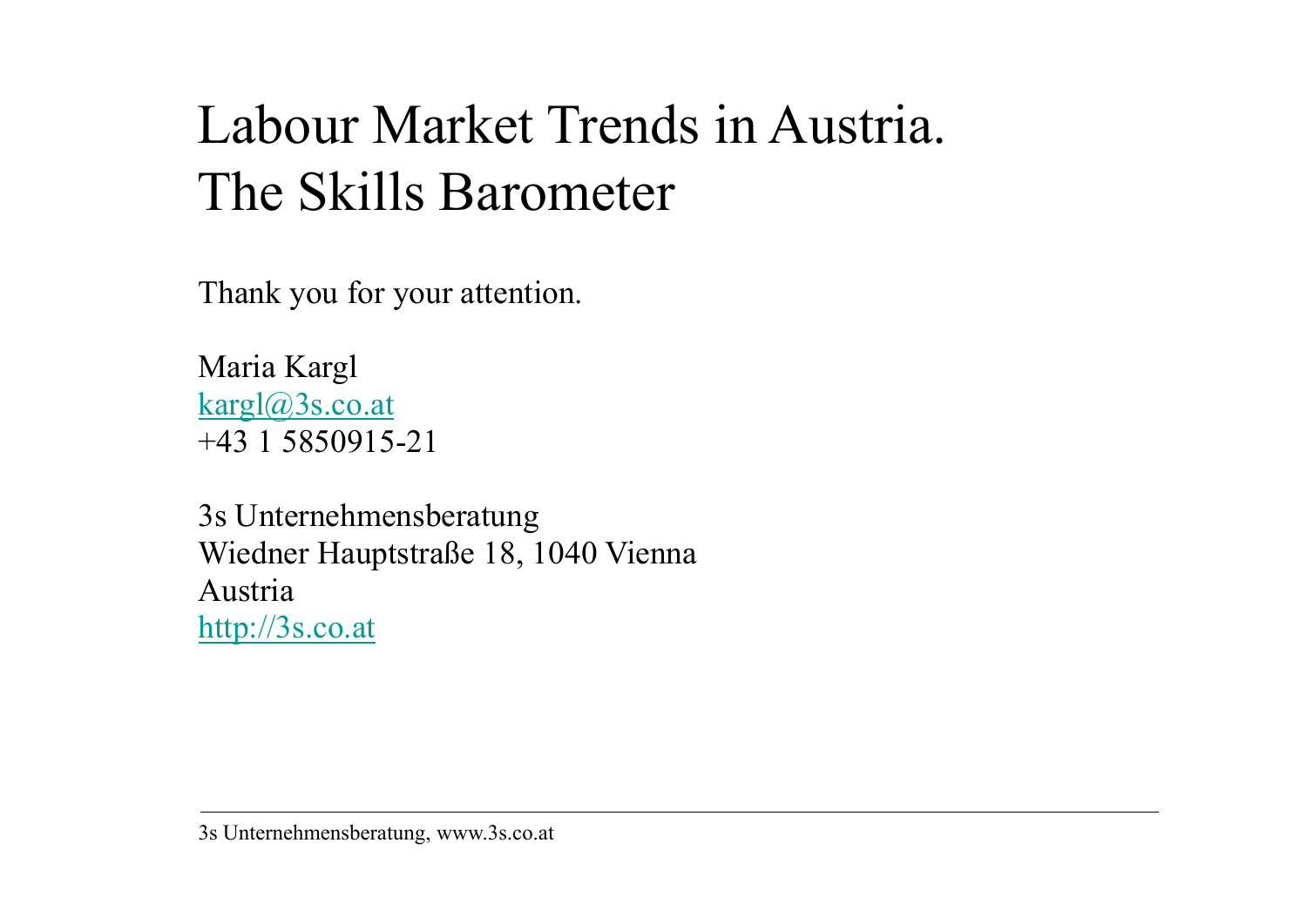# Labour Market Trends in Austria. The Skills Barometer

Thank you for your attention.

Maria Kargl
kargl@3s.co.at
+43 1 5850915-21

3s Unternehmensberatung
Wiedner Hauptstraße 18, 1040 Vienna
Austria
http://3s.co.at